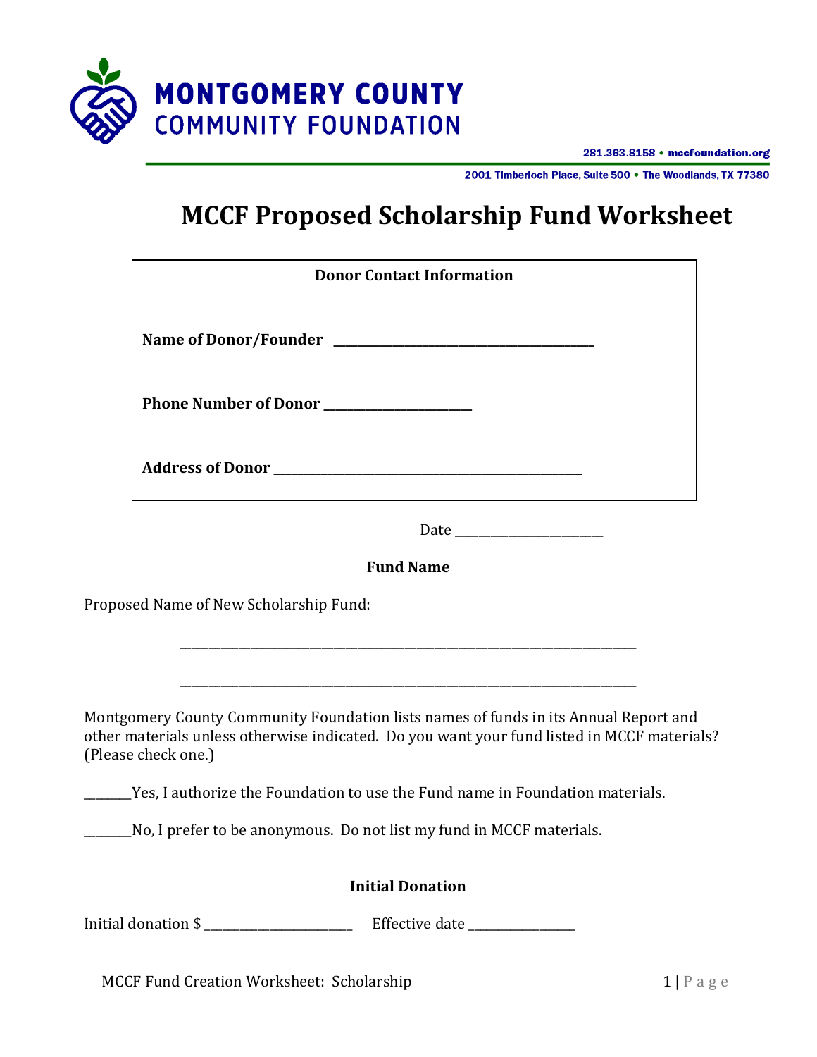**MONTGOMERY COUNTY**
**COMMUNITY FOUNDATION**

281.363.8158 • mccfoundation.org

2001 Timberloch Place, Suite 500 • The Woodlands, TX 77380

# MCCF Proposed Scholarship Fund Worksheet

**Donor Contact Information**

**Name of Donor/Founder** ________________________________________

**Phone Number of Donor** _______________________

**Address of Donor** ________________________________________________

Date _______________________

**Fund Name**

Proposed Name of New Scholarship Fund:

_________________________________________________________________________

_________________________________________________________________________

Montgomery County Community Foundation lists names of funds in its Annual Report and other materials unless otherwise indicated. Do you want your fund listed in MCCF materials? (Please check one.)

_______Yes, I authorize the Foundation to use the Fund name in Foundation materials.

_______No, I prefer to be anonymous. Do not list my fund in MCCF materials.

**Initial Donation**

Initial donation $ _______________________ Effective date ________________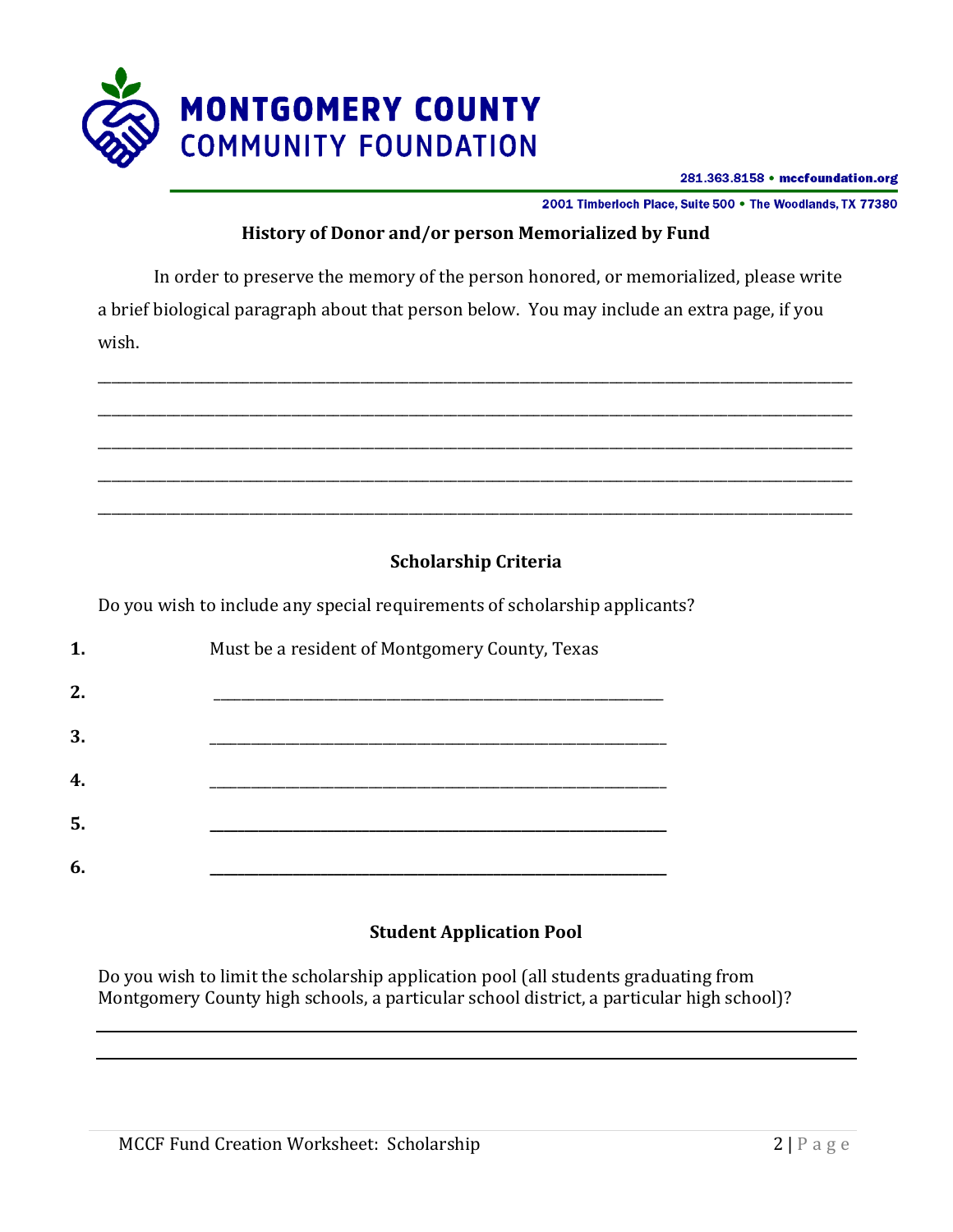## History of Donor and/or person Memorialized by Fund

In order to preserve the memory of the person honored, or memorialized, please write a brief biological paragraph about that person below. You may include an extra page, if you wish.

\_\_\_\_\_\_\_\_\_\_\_\_\_\_\_\_\_\_\_\_\_\_\_\_\_\_\_\_\_\_\_\_\_\_\_\_\_\_\_\_\_\_\_\_\_\_\_\_\_\_\_\_\_\_\_\_\_\_\_\_\_\_\_\_\_\_\_\_\_\_\_\_\_\_\_\_

\_\_\_\_\_\_\_\_\_\_\_\_\_\_\_\_\_\_\_\_\_\_\_\_\_\_\_\_\_\_\_\_\_\_\_\_\_\_\_\_\_\_\_\_\_\_\_\_\_\_\_\_\_\_\_\_\_\_\_\_\_\_\_\_\_\_\_\_\_\_\_\_\_\_\_\_

\_\_\_\_\_\_\_\_\_\_\_\_\_\_\_\_\_\_\_\_\_\_\_\_\_\_\_\_\_\_\_\_\_\_\_\_\_\_\_\_\_\_\_\_\_\_\_\_\_\_\_\_\_\_\_\_\_\_\_\_\_\_\_\_\_\_\_\_\_\_\_\_\_\_\_\_

\_\_\_\_\_\_\_\_\_\_\_\_\_\_\_\_\_\_\_\_\_\_\_\_\_\_\_\_\_\_\_\_\_\_\_\_\_\_\_\_\_\_\_\_\_\_\_\_\_\_\_\_\_\_\_\_\_\_\_\_\_\_\_\_\_\_\_\_\_\_\_\_\_\_\_\_

\_\_\_\_\_\_\_\_\_\_\_\_\_\_\_\_\_\_\_\_\_\_\_\_\_\_\_\_\_\_\_\_\_\_\_\_\_\_\_\_\_\_\_\_\_\_\_\_\_\_\_\_\_\_\_\_\_\_\_\_\_\_\_\_\_\_\_\_\_\_\_\_\_\_\_\_

## Scholarship Criteria

Do you wish to include any special requirements of scholarship applicants?

**1.** Must be a resident of Montgomery County, Texas

**2.** \_\_\_\_\_\_\_\_\_\_\_\_\_\_\_\_\_\_\_\_\_\_\_\_\_\_\_\_\_\_\_\_\_\_\_\_\_\_\_\_\_\_\_\_

**3.** \_\_\_\_\_\_\_\_\_\_\_\_\_\_\_\_\_\_\_\_\_\_\_\_\_\_\_\_\_\_\_\_\_\_\_\_\_\_\_\_\_\_\_\_

**4.** \_\_\_\_\_\_\_\_\_\_\_\_\_\_\_\_\_\_\_\_\_\_\_\_\_\_\_\_\_\_\_\_\_\_\_\_\_\_\_\_\_\_\_\_

**5.** \_\_\_\_\_\_\_\_\_\_\_\_\_\_\_\_\_\_\_\_\_\_\_\_\_\_\_\_\_\_\_\_\_\_\_\_\_\_\_\_\_\_\_\_

**6.** \_\_\_\_\_\_\_\_\_\_\_\_\_\_\_\_\_\_\_\_\_\_\_\_\_\_\_\_\_\_\_\_\_\_\_\_\_\_\_\_\_\_\_\_

## Student Application Pool

Do you wish to limit the scholarship application pool (all students graduating from Montgomery County high schools, a particular school district, a particular high school)?

\_\_\_\_\_\_\_\_\_\_\_\_\_\_\_\_\_\_\_\_\_\_\_\_\_\_\_\_\_\_\_\_\_\_\_\_\_\_\_\_\_\_\_\_\_\_\_\_\_\_\_\_\_\_\_\_\_\_\_\_\_\_\_\_\_\_\_\_\_\_\_\_\_\_\_\_

\_\_\_\_\_\_\_\_\_\_\_\_\_\_\_\_\_\_\_\_\_\_\_\_\_\_\_\_\_\_\_\_\_\_\_\_\_\_\_\_\_\_\_\_\_\_\_\_\_\_\_\_\_\_\_\_\_\_\_\_\_\_\_\_\_\_\_\_\_\_\_\_\_\_\_\_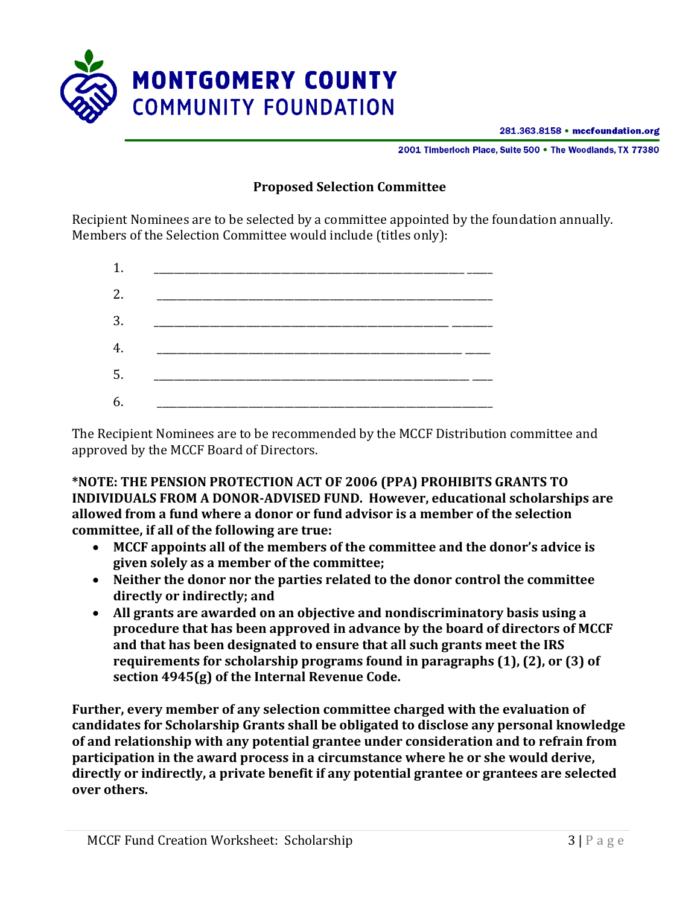### Proposed Selection Committee

Recipient Nominees are to be selected by a committee appointed by the foundation annually. Members of the Selection Committee would include (titles only):

1. ______________________________________________________________
2. ______________________________________________________________
3. ______________________________________________________________
4. ______________________________________________________________
5. ______________________________________________________________
6. ______________________________________________________________

The Recipient Nominees are to be recommended by the MCCF Distribution committee and approved by the MCCF Board of Directors.

**\*NOTE: THE PENSION PROTECTION ACT OF 2006 (PPA) PROHIBITS GRANTS TO INDIVIDUALS FROM A DONOR-ADVISED FUND. However, educational scholarships are allowed from a fund where a donor or fund advisor is a member of the selection committee, if all of the following are true:**

- **MCCF appoints all of the members of the committee and the donor's advice is given solely as a member of the committee;**
- **Neither the donor nor the parties related to the donor control the committee directly or indirectly; and**
- **All grants are awarded on an objective and nondiscriminatory basis using a procedure that has been approved in advance by the board of directors of MCCF and that has been designated to ensure that all such grants meet the IRS requirements for scholarship programs found in paragraphs (1), (2), or (3) of section 4945(g) of the Internal Revenue Code.**

**Further, every member of any selection committee charged with the evaluation of candidates for Scholarship Grants shall be obligated to disclose any personal knowledge of and relationship with any potential grantee under consideration and to refrain from participation in the award process in a circumstance where he or she would derive, directly or indirectly, a private benefit if any potential grantee or grantees are selected over others.**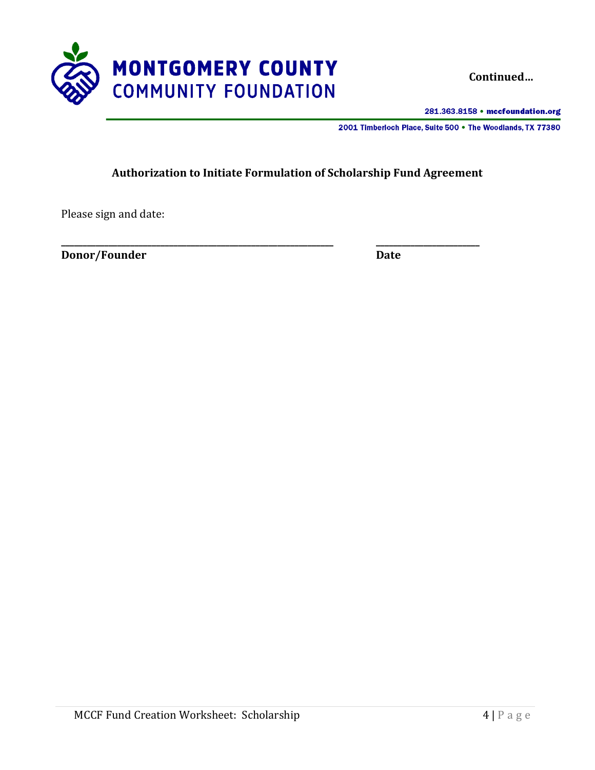**Continued…**

# Authorization to Initiate Formulation of Scholarship Fund Agreement

Please sign and date:

\_\_\_\_\_\_\_\_\_\_\_\_\_\_\_\_\_\_\_\_\_\_\_\_\_\_\_\_\_\_\_\_\_\_\_\_\_\_\_\_\_\_\_\_\_\_\_\_\_\_\_\_\_\_ \_\_\_\_\_\_\_\_\_\_\_\_\_\_\_\_\_\_\_\_\_\_

**Donor/Founder** **Date**